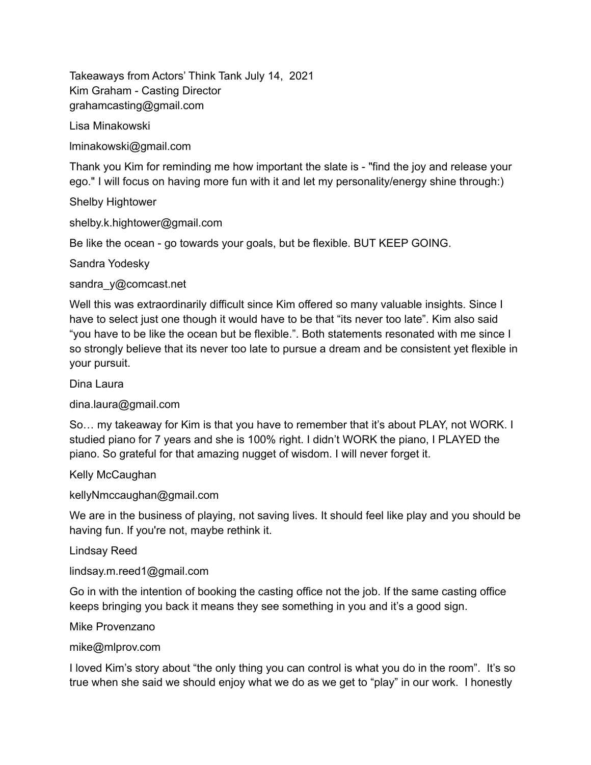Takeaways from Actors' Think Tank July 14, 2021
Kim Graham - Casting Director
grahamcasting@gmail.com

Lisa Minakowski

lminakowski@gmail.com

Thank you Kim for reminding me how important the slate is - "find the joy and release your ego." I will focus on having more fun with it and let my personality/energy shine through:)

Shelby Hightower

shelby.k.hightower@gmail.com

Be like the ocean - go towards your goals, but be flexible. BUT KEEP GOING.

Sandra Yodesky

sandra_y@comcast.net

Well this was extraordinarily difficult since Kim offered so many valuable insights. Since I have to select just one though it would have to be that "its never too late". Kim also said "you have to be like the ocean but be flexible.". Both statements resonated with me since I so strongly believe that its never too late to pursue a dream and be consistent yet flexible in your pursuit.

Dina Laura

dina.laura@gmail.com

So… my takeaway for Kim is that you have to remember that it's about PLAY, not WORK. I studied piano for 7 years and she is 100% right. I didn't WORK the piano, I PLAYED the piano. So grateful for that amazing nugget of wisdom. I will never forget it.

Kelly McCaughan

kellyNmccaughan@gmail.com

We are in the business of playing, not saving lives. It should feel like play and you should be having fun. If you're not, maybe rethink it.

Lindsay Reed

lindsay.m.reed1@gmail.com

Go in with the intention of booking the casting office not the job. If the same casting office keeps bringing you back it means they see something in you and it's a good sign.

Mike Provenzano

mike@mlprov.com

I loved Kim's story about "the only thing you can control is what you do in the room". It's so true when she said we should enjoy what we do as we get to "play" in our work. I honestly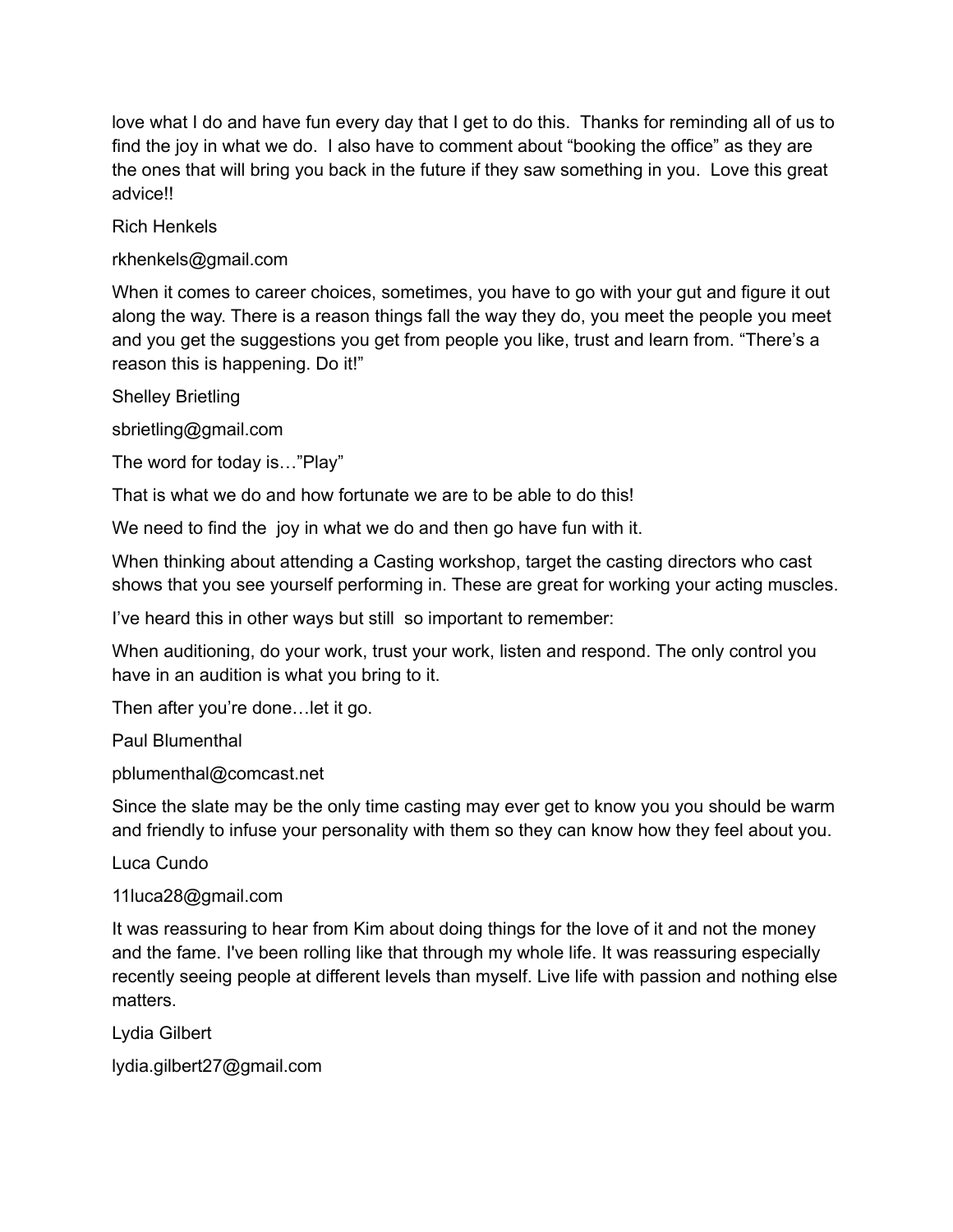love what I do and have fun every day that I get to do this. Thanks for reminding all of us to find the joy in what we do. I also have to comment about "booking the office" as they are the ones that will bring you back in the future if they saw something in you. Love this great advice!!

Rich Henkels

rkhenkels@gmail.com

When it comes to career choices, sometimes, you have to go with your gut and figure it out along the way. There is a reason things fall the way they do, you meet the people you meet and you get the suggestions you get from people you like, trust and learn from. "There's a reason this is happening. Do it!"

Shelley Brietling

sbrietling@gmail.com

The word for today is…"Play"

That is what we do and how fortunate we are to be able to do this!

We need to find the joy in what we do and then go have fun with it.

When thinking about attending a Casting workshop, target the casting directors who cast shows that you see yourself performing in. These are great for working your acting muscles.

I've heard this in other ways but still so important to remember:

When auditioning, do your work, trust your work, listen and respond. The only control you have in an audition is what you bring to it.

Then after you're done…let it go.

Paul Blumenthal

pblumenthal@comcast.net

Since the slate may be the only time casting may ever get to know you you should be warm and friendly to infuse your personality with them so they can know how they feel about you.

Luca Cundo

11luca28@gmail.com

It was reassuring to hear from Kim about doing things for the love of it and not the money and the fame. I've been rolling like that through my whole life. It was reassuring especially recently seeing people at different levels than myself. Live life with passion and nothing else matters.

Lydia Gilbert

lydia.gilbert27@gmail.com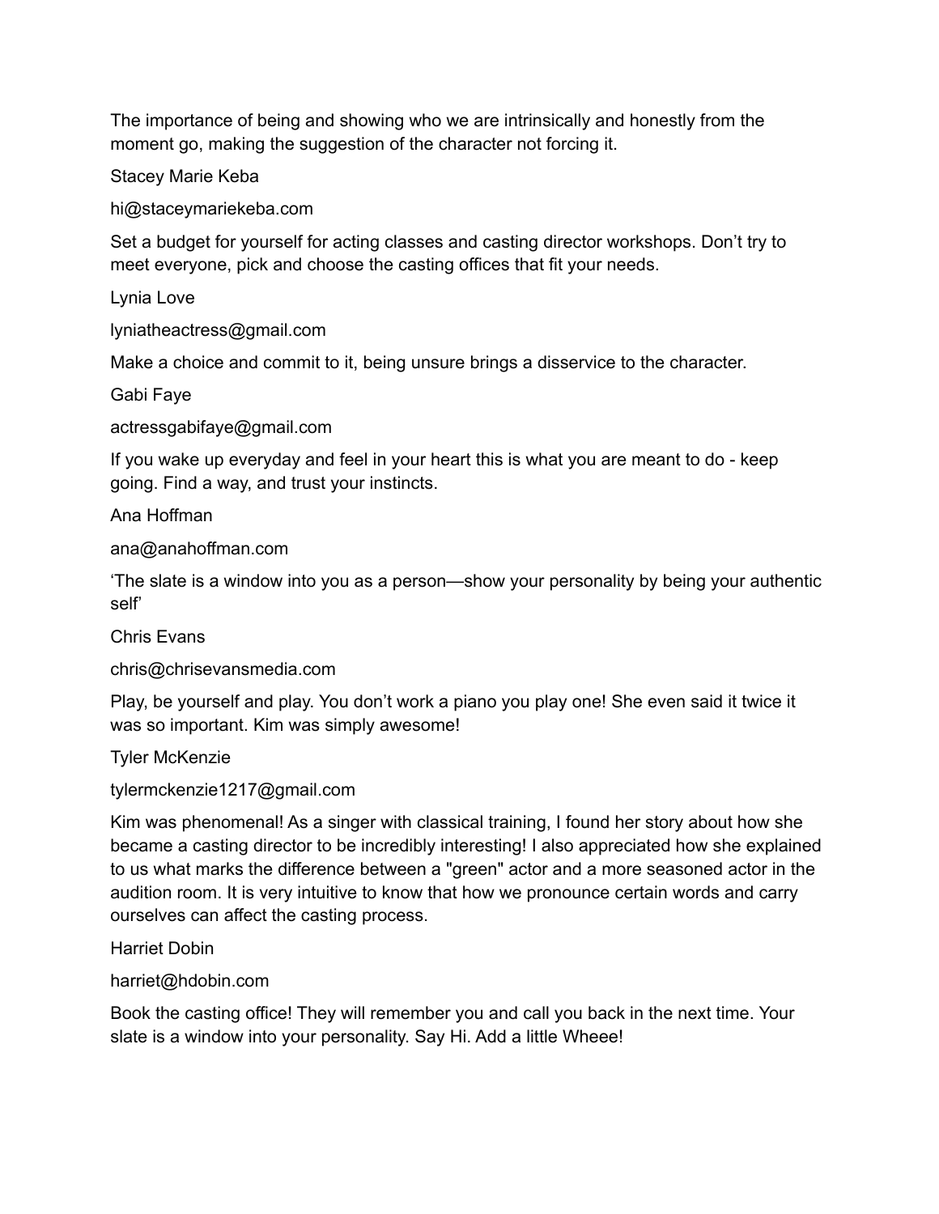The importance of being and showing who we are intrinsically and honestly from the moment go, making the suggestion of the character not forcing it.

Stacey Marie Keba

hi@staceymariekeba.com

Set a budget for yourself for acting classes and casting director workshops. Don't try to meet everyone, pick and choose the casting offices that fit your needs.

Lynia Love

lyniatheactress@gmail.com

Make a choice and commit to it, being unsure brings a disservice to the character.

Gabi Faye

actressgabifaye@gmail.com

If you wake up everyday and feel in your heart this is what you are meant to do - keep going. Find a way, and trust your instincts.

Ana Hoffman

ana@anahoffman.com

'The slate is a window into you as a person—show your personality by being your authentic self'

Chris Evans

chris@chrisevansmedia.com

Play, be yourself and play. You don't work a piano you play one! She even said it twice it was so important. Kim was simply awesome!

Tyler McKenzie

tylermckenzie1217@gmail.com

Kim was phenomenal! As a singer with classical training, I found her story about how she became a casting director to be incredibly interesting! I also appreciated how she explained to us what marks the difference between a "green" actor and a more seasoned actor in the audition room. It is very intuitive to know that how we pronounce certain words and carry ourselves can affect the casting process.

Harriet Dobin

harriet@hdobin.com

Book the casting office! They will remember you and call you back in the next time. Your slate is a window into your personality. Say Hi. Add a little Wheee!